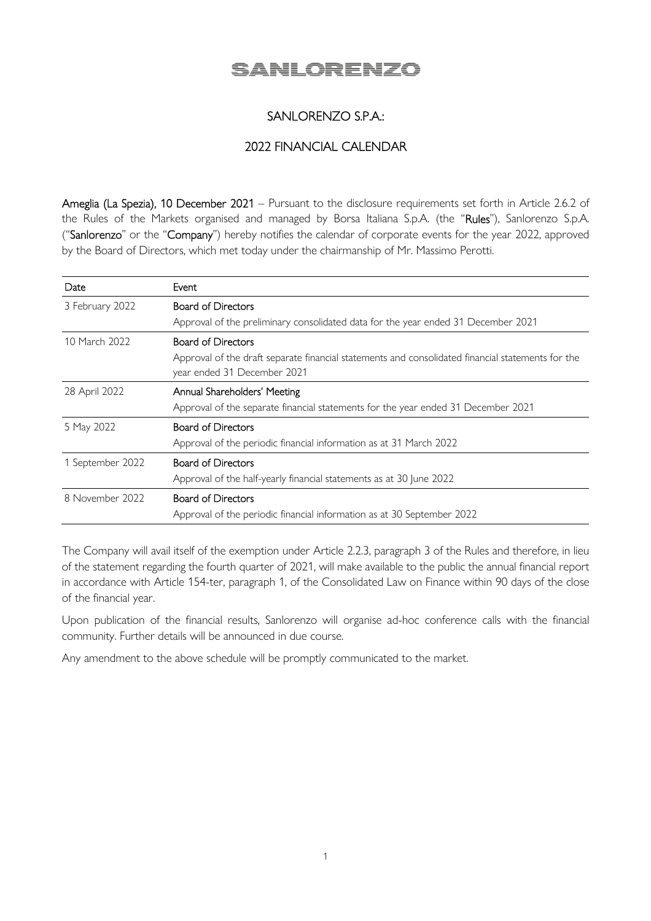# SANLORENZO

## SANLORENZO S.P.A.:

## 2022 FINANCIAL CALENDAR

**Ameglia (La Spezia), 10 December 2021** – Pursuant to the disclosure requirements set forth in Article 2.6.2 of the Rules of the Markets organised and managed by Borsa Italiana S.p.A. (the "**Rules**"), Sanlorenzo S.p.A. ("**Sanlorenzo**" or the "**Company**") hereby notifies the calendar of corporate events for the year 2022, approved by the Board of Directors, which met today under the chairmanship of Mr. Massimo Perotti.

| Date | Event |
|---|---|
| 3 February 2022 | **Board of Directors**<br>Approval of the preliminary consolidated data for the year ended 31 December 2021 |
| 10 March 2022 | **Board of Directors**<br>Approval of the draft separate financial statements and consolidated financial statements for the year ended 31 December 2021 |
| 28 April 2022 | **Annual Shareholders' Meeting**<br>Approval of the separate financial statements for the year ended 31 December 2021 |
| 5 May 2022 | **Board of Directors**<br>Approval of the periodic financial information as at 31 March 2022 |
| 1 September 2022 | **Board of Directors**<br>Approval of the half-yearly financial statements as at 30 June 2022 |
| 8 November 2022 | **Board of Directors**<br>Approval of the periodic financial information as at 30 September 2022 |

The Company will avail itself of the exemption under Article 2.2.3, paragraph 3 of the Rules and therefore, in lieu of the statement regarding the fourth quarter of 2021, will make available to the public the annual financial report in accordance with Article 154-ter, paragraph 1, of the Consolidated Law on Finance within 90 days of the close of the financial year.

Upon publication of the financial results, Sanlorenzo will organise ad-hoc conference calls with the financial community. Further details will be announced in due course.

Any amendment to the above schedule will be promptly communicated to the market.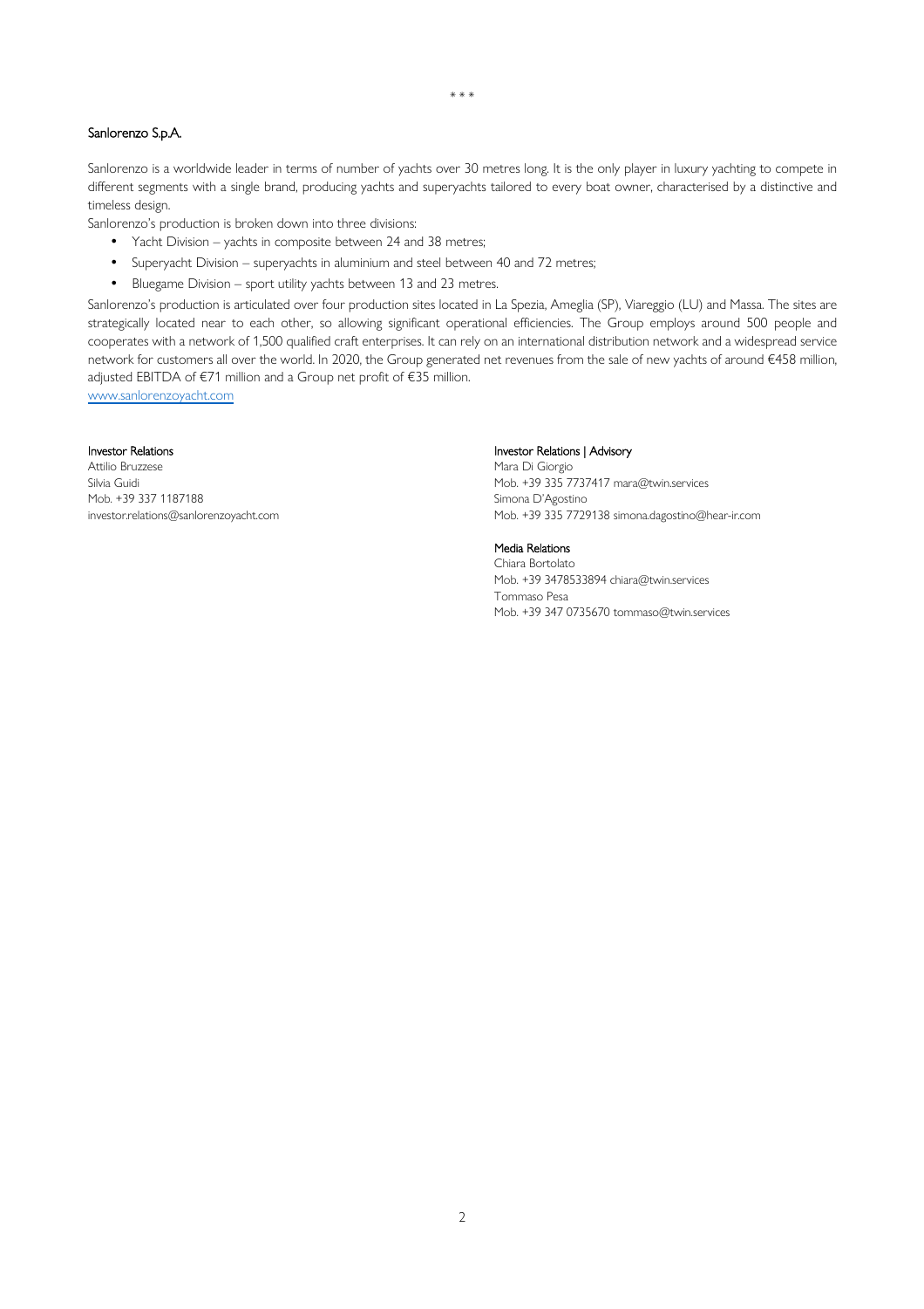\* \* \*

**Sanlorenzo S.p.A.**

Sanlorenzo is a worldwide leader in terms of number of yachts over 30 metres long. It is the only player in luxury yachting to compete in different segments with a single brand, producing yachts and superyachts tailored to every boat owner, characterised by a distinctive and timeless design.

Sanlorenzo's production is broken down into three divisions:

- Yacht Division – yachts in composite between 24 and 38 metres;
- Superyacht Division – superyachts in aluminium and steel between 40 and 72 metres;
- Bluegame Division – sport utility yachts between 13 and 23 metres.

Sanlorenzo's production is articulated over four production sites located in La Spezia, Ameglia (SP), Viareggio (LU) and Massa. The sites are strategically located near to each other, so allowing significant operational efficiencies. The Group employs around 500 people and cooperates with a network of 1,500 qualified craft enterprises. It can rely on an international distribution network and a widespread service network for customers all over the world. In 2020, the Group generated net revenues from the sale of new yachts of around €458 million, adjusted EBITDA of €71 million and a Group net profit of €35 million.

www.sanlorenzoyacht.com

**Investor Relations**
Attilio Bruzzese
Silvia Guidi
Mob. +39 337 1187188
investor.relations@sanlorenzoyacht.com

**Investor Relations | Advisory**
Mara Di Giorgio
Mob. +39 335 7737417 mara@twin.services
Simona D'Agostino
Mob. +39 335 7729138 simona.dagostino@hear-ir.com

**Media Relations**
Chiara Bortolato
Mob. +39 3478533894 chiara@twin.services
Tommaso Pesa
Mob. +39 347 0735670 tommaso@twin.services